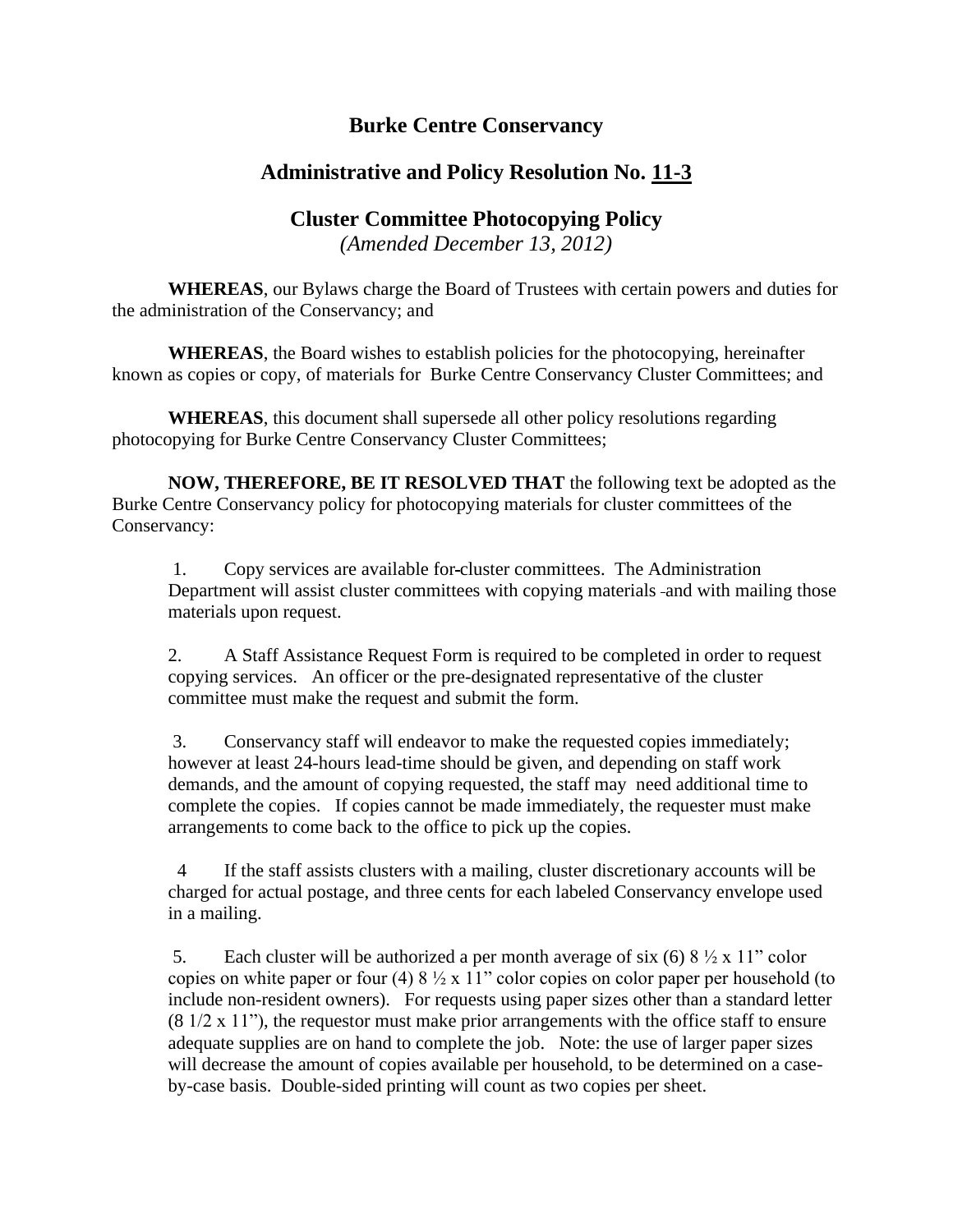# Burke Centre Conservancy

## Administrative and Policy Resolution No. 11-3

### Cluster Committee Photocopying Policy

*(Amended December 13, 2012)*

**WHEREAS**, our Bylaws charge the Board of Trustees with certain powers and duties for the administration of the Conservancy; and

**WHEREAS**, the Board wishes to establish policies for the photocopying, hereinafter known as copies or copy, of materials for Burke Centre Conservancy Cluster Committees; and

**WHEREAS**, this document shall supersede all other policy resolutions regarding photocopying for Burke Centre Conservancy Cluster Committees;

**NOW, THEREFORE, BE IT RESOLVED THAT** the following text be adopted as the Burke Centre Conservancy policy for photocopying materials for cluster committees of the Conservancy:

1. Copy services are available for cluster committees. The Administration Department will assist cluster committees with copying materials and with mailing those materials upon request.

2. A Staff Assistance Request Form is required to be completed in order to request copying services. An officer or the pre-designated representative of the cluster committee must make the request and submit the form.

3. Conservancy staff will endeavor to make the requested copies immediately; however at least 24-hours lead-time should be given, and depending on staff work demands, and the amount of copying requested, the staff may need additional time to complete the copies. If copies cannot be made immediately, the requester must make arrangements to come back to the office to pick up the copies.

4. If the staff assists clusters with a mailing, cluster discretionary accounts will be charged for actual postage, and three cents for each labeled Conservancy envelope used in a mailing.

5. Each cluster will be authorized a per month average of six (6) 8 ½ x 11" color copies on white paper or four (4) 8 ½ x 11" color copies on color paper per household (to include non-resident owners). For requests using paper sizes other than a standard letter (8 1/2 x 11"), the requestor must make prior arrangements with the office staff to ensure adequate supplies are on hand to complete the job. Note: the use of larger paper sizes will decrease the amount of copies available per household, to be determined on a case-by-case basis. Double-sided printing will count as two copies per sheet.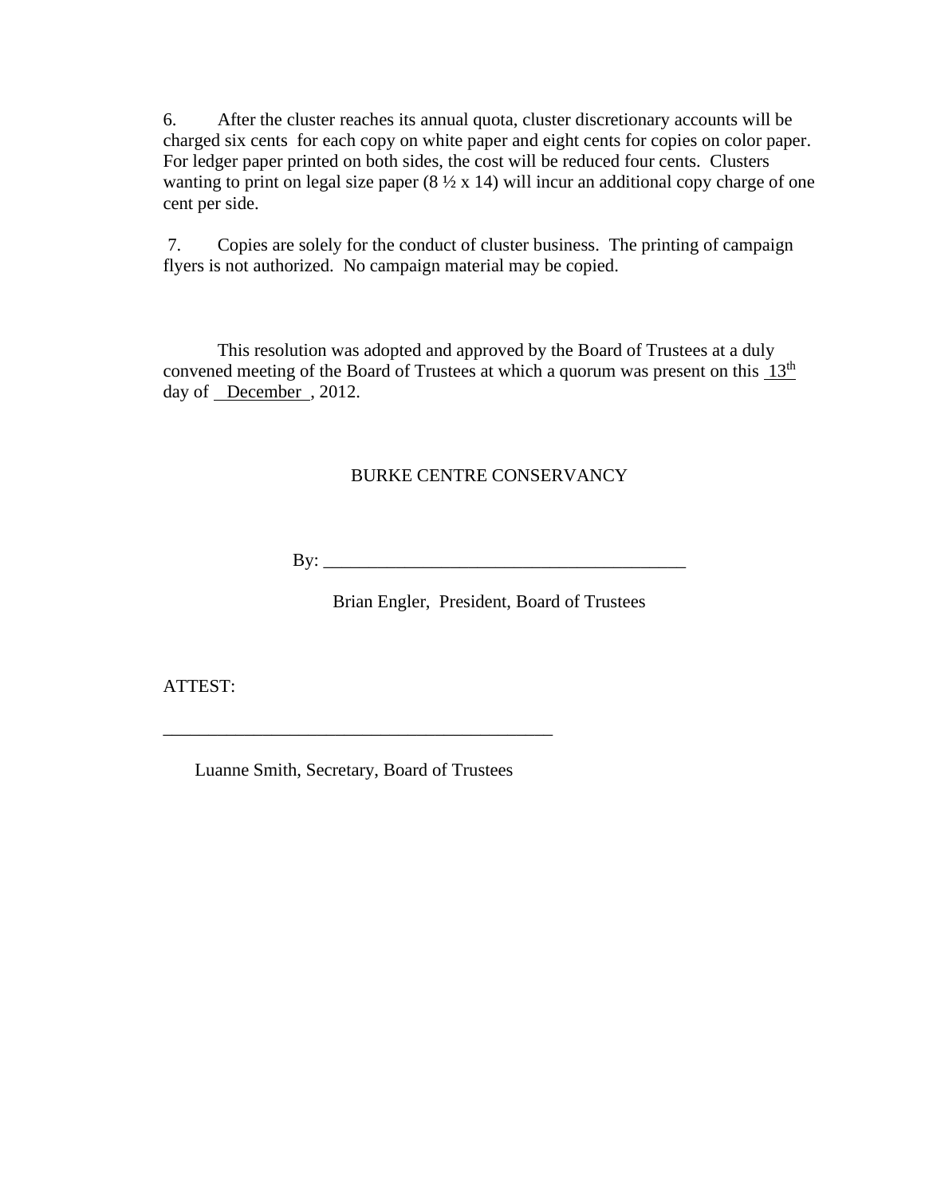6. After the cluster reaches its annual quota, cluster discretionary accounts will be charged six cents for each copy on white paper and eight cents for copies on color paper. For ledger paper printed on both sides, the cost will be reduced four cents. Clusters wanting to print on legal size paper (8 ½ x 14) will incur an additional copy charge of one cent per side.

7. Copies are solely for the conduct of cluster business. The printing of campaign flyers is not authorized. No campaign material may be copied.

This resolution was adopted and approved by the Board of Trustees at a duly convened meeting of the Board of Trustees at which a quorum was present on this 13th day of December, 2012.

BURKE CENTRE CONSERVANCY

By: ________________________________________

Brian Engler, President, Board of Trustees

ATTEST:

____________________________________________

Luanne Smith, Secretary, Board of Trustees